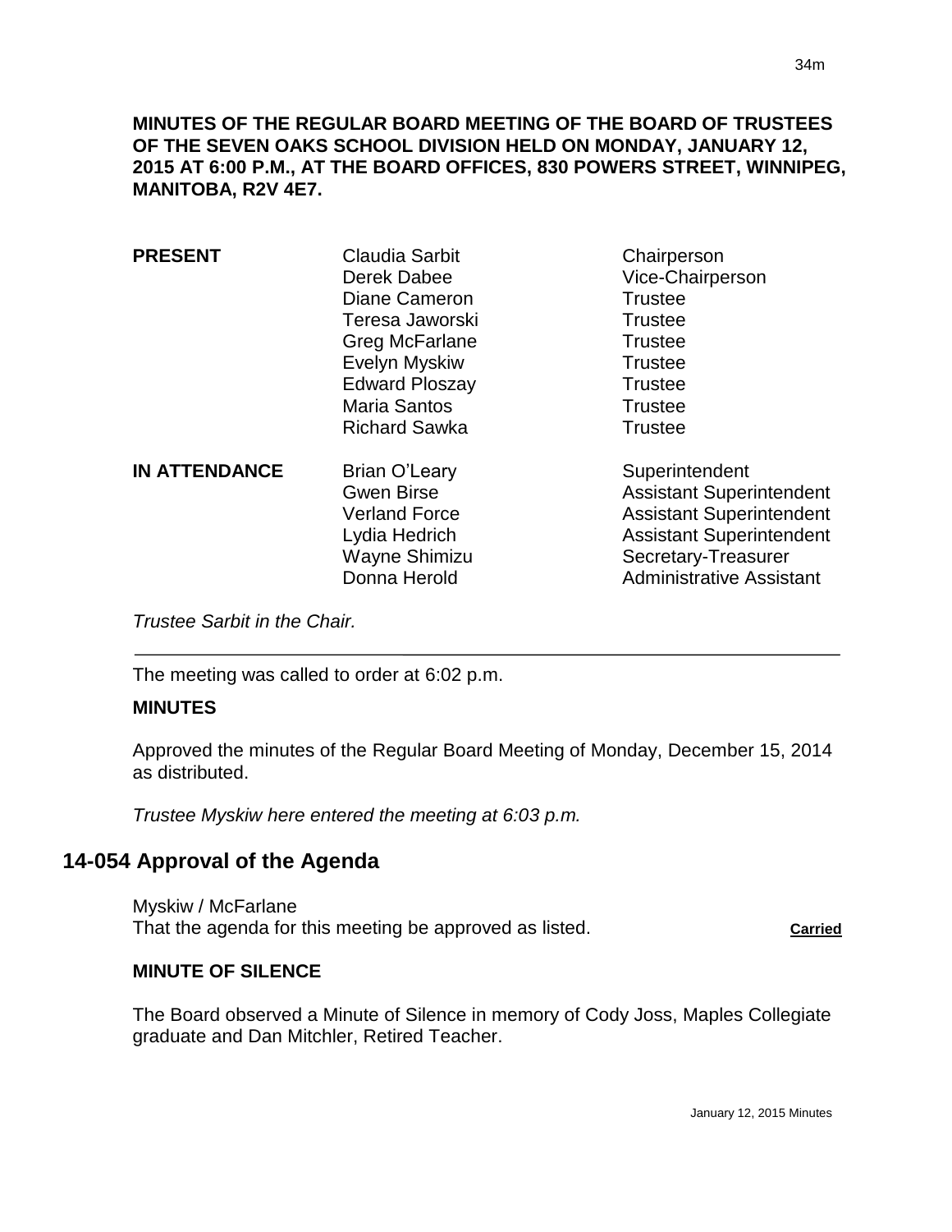**MINUTES OF THE REGULAR BOARD MEETING OF THE BOARD OF TRUSTEES OF THE SEVEN OAKS SCHOOL DIVISION HELD ON MONDAY, JANUARY 12, 2015 AT 6:00 P.M., AT THE BOARD OFFICES, 830 POWERS STREET, WINNIPEG, MANITOBA, R2V 4E7.**

| | | |
|---|---|---|
| **PRESENT** | Claudia Sarbit | Chairperson |
| | Derek Dabee | Vice-Chairperson |
| | Diane Cameron | Trustee |
| | Teresa Jaworski | Trustee |
| | Greg McFarlane | Trustee |
| | Evelyn Myskiw | Trustee |
| | Edward Ploszay | Trustee |
| | Maria Santos | Trustee |
| | Richard Sawka | Trustee |
| **IN ATTENDANCE** | Brian O'Leary | Superintendent |
| | Gwen Birse | Assistant Superintendent |
| | Verland Force | Assistant Superintendent |
| | Lydia Hedrich | Assistant Superintendent |
| | Wayne Shimizu | Secretary-Treasurer |
| | Donna Herold | Administrative Assistant |

*Trustee Sarbit in the Chair.*

---

The meeting was called to order at 6:02 p.m.

**MINUTES**

Approved the minutes of the Regular Board Meeting of Monday, December 15, 2014 as distributed.

*Trustee Myskiw here entered the meeting at 6:03 p.m.*

## 14-054 Approval of the Agenda

Myskiw / McFarlane
That the agenda for this meeting be approved as listed. **Carried**

**MINUTE OF SILENCE**

The Board observed a Minute of Silence in memory of Cody Joss, Maples Collegiate graduate and Dan Mitchler, Retired Teacher.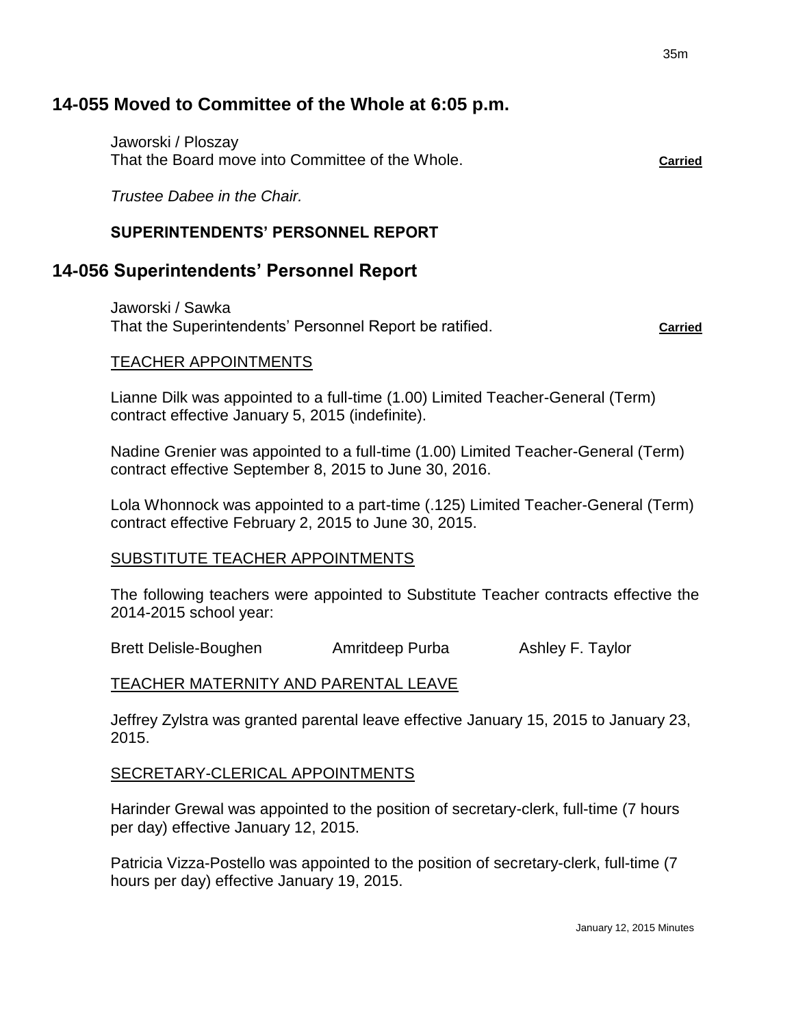## 14-055 Moved to Committee of the Whole at 6:05 p.m.

Jaworski / Ploszay
That the Board move into Committee of the Whole. **Carried**

*Trustee Dabee in the Chair.*

**SUPERINTENDENTS' PERSONNEL REPORT**

## 14-056 Superintendents' Personnel Report

Jaworski / Sawka
That the Superintendents' Personnel Report be ratified. **Carried**

TEACHER APPOINTMENTS

Lianne Dilk was appointed to a full-time (1.00) Limited Teacher-General (Term) contract effective January 5, 2015 (indefinite).

Nadine Grenier was appointed to a full-time (1.00) Limited Teacher-General (Term) contract effective September 8, 2015 to June 30, 2016.

Lola Whonnock was appointed to a part-time (.125) Limited Teacher-General (Term) contract effective February 2, 2015 to June 30, 2015.

SUBSTITUTE TEACHER APPOINTMENTS

The following teachers were appointed to Substitute Teacher contracts effective the 2014-2015 school year:

Brett Delisle-Boughen    Amritdeep Purba    Ashley F. Taylor

TEACHER MATERNITY AND PARENTAL LEAVE

Jeffrey Zylstra was granted parental leave effective January 15, 2015 to January 23, 2015.

SECRETARY-CLERICAL APPOINTMENTS

Harinder Grewal was appointed to the position of secretary-clerk, full-time (7 hours per day) effective January 12, 2015.

Patricia Vizza-Postello was appointed to the position of secretary-clerk, full-time (7 hours per day) effective January 19, 2015.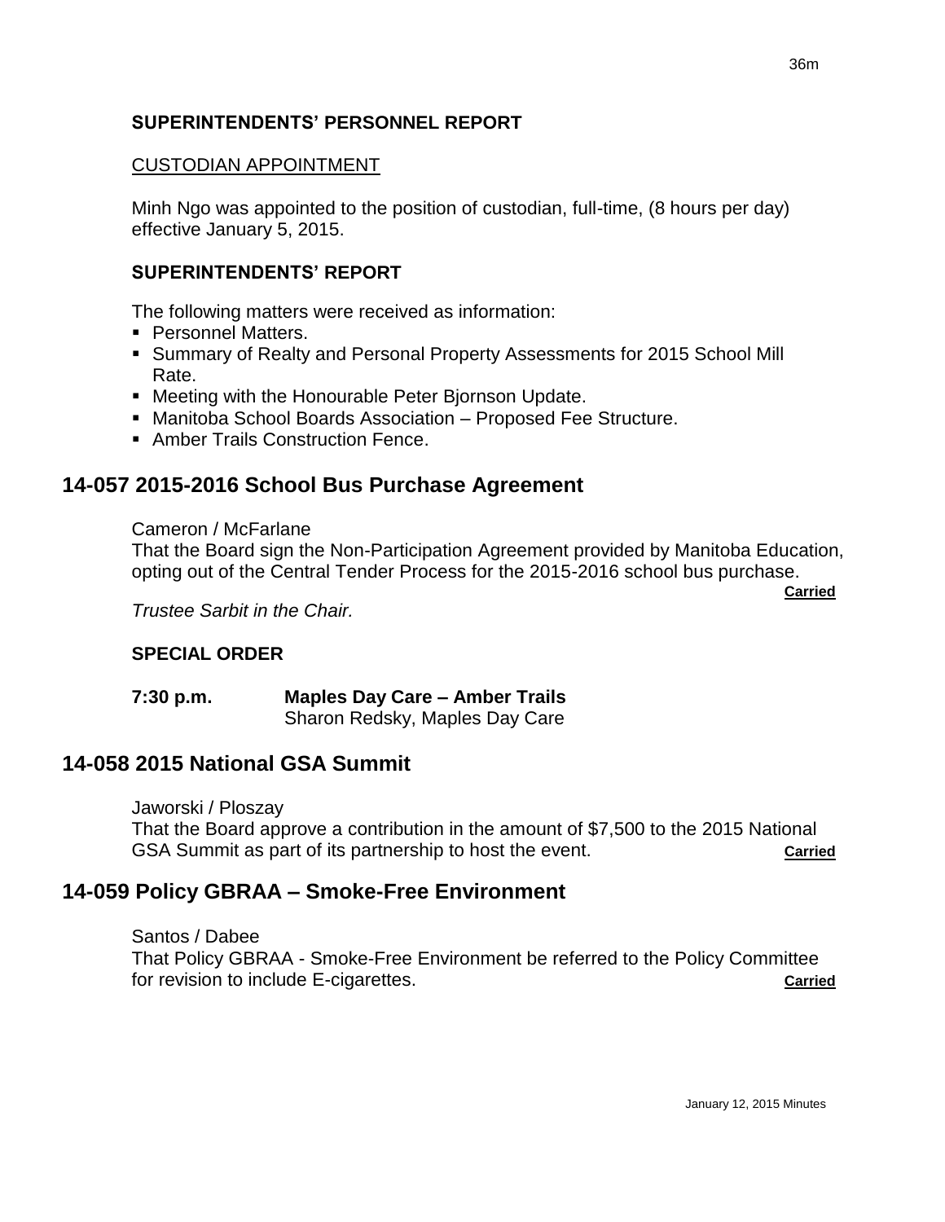**SUPERINTENDENTS' PERSONNEL REPORT**

CUSTODIAN APPOINTMENT

Minh Ngo was appointed to the position of custodian, full-time, (8 hours per day) effective January 5, 2015.

**SUPERINTENDENTS' REPORT**

The following matters were received as information:

- Personnel Matters.
- Summary of Realty and Personal Property Assessments for 2015 School Mill Rate.
- Meeting with the Honourable Peter Bjornson Update.
- Manitoba School Boards Association – Proposed Fee Structure.
- Amber Trails Construction Fence.

## 14-057 2015-2016 School Bus Purchase Agreement

Cameron / McFarlane
That the Board sign the Non-Participation Agreement provided by Manitoba Education, opting out of the Central Tender Process for the 2015-2016 school bus purchase.
**Carried**

*Trustee Sarbit in the Chair.*

**SPECIAL ORDER**

**7:30 p.m.** **Maples Day Care – Amber Trails**
Sharon Redsky, Maples Day Care

## 14-058 2015 National GSA Summit

Jaworski / Ploszay
That the Board approve a contribution in the amount of $7,500 to the 2015 National GSA Summit as part of its partnership to host the event. **Carried**

## 14-059 Policy GBRAA – Smoke-Free Environment

Santos / Dabee
That Policy GBRAA - Smoke-Free Environment be referred to the Policy Committee for revision to include E-cigarettes. **Carried**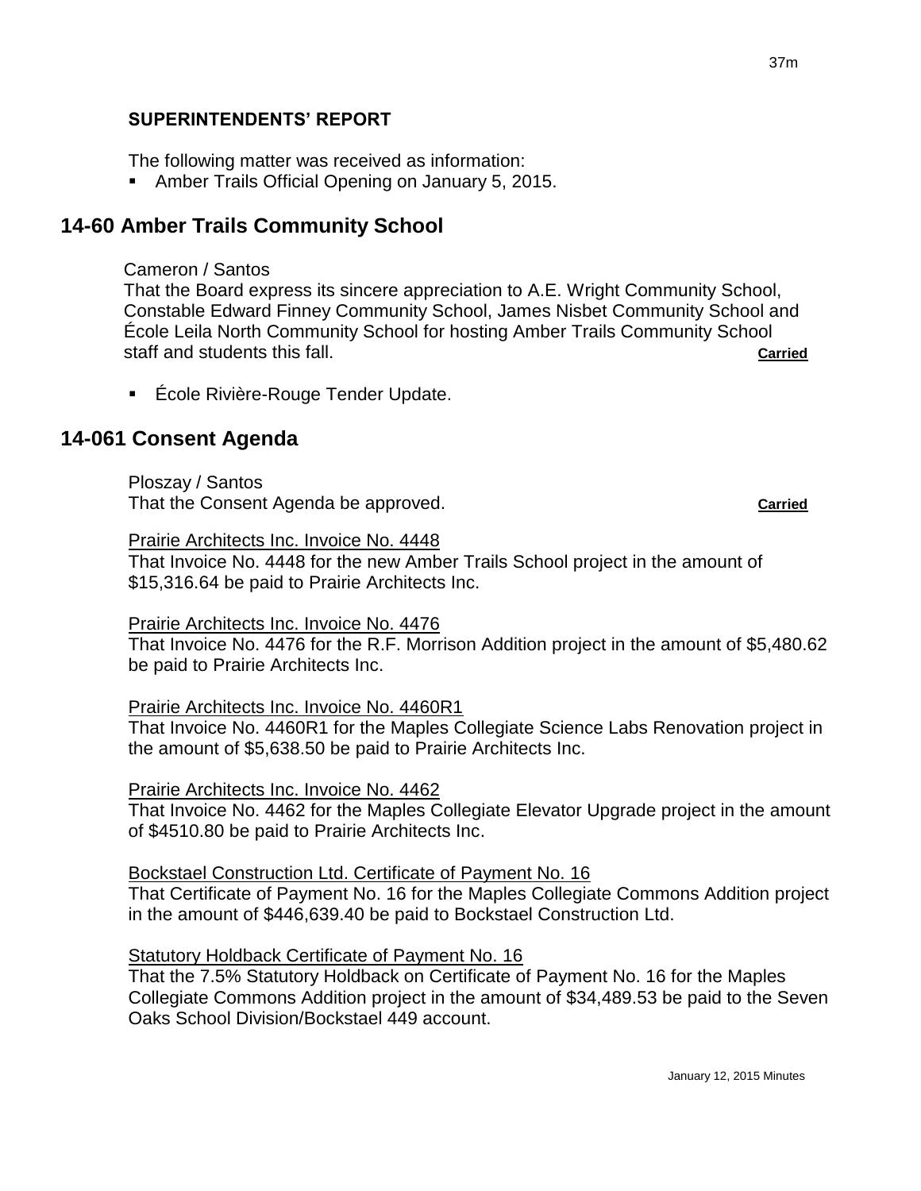**SUPERINTENDENTS' REPORT**

The following matter was received as information:

- Amber Trails Official Opening on January 5, 2015.

## 14-60 Amber Trails Community School

Cameron / Santos
That the Board express its sincere appreciation to A.E. Wright Community School, Constable Edward Finney Community School, James Nisbet Community School and École Leila North Community School for hosting Amber Trails Community School staff and students this fall. **Carried**

- École Rivière-Rouge Tender Update.

## 14-061 Consent Agenda

Ploszay / Santos
That the Consent Agenda be approved. **Carried**

Prairie Architects Inc. Invoice No. 4448
That Invoice No. 4448 for the new Amber Trails School project in the amount of $15,316.64 be paid to Prairie Architects Inc.

Prairie Architects Inc. Invoice No. 4476
That Invoice No. 4476 for the R.F. Morrison Addition project in the amount of $5,480.62 be paid to Prairie Architects Inc.

Prairie Architects Inc. Invoice No. 4460R1
That Invoice No. 4460R1 for the Maples Collegiate Science Labs Renovation project in the amount of $5,638.50 be paid to Prairie Architects Inc.

Prairie Architects Inc. Invoice No. 4462
That Invoice No. 4462 for the Maples Collegiate Elevator Upgrade project in the amount of $4510.80 be paid to Prairie Architects Inc.

Bockstael Construction Ltd. Certificate of Payment No. 16
That Certificate of Payment No. 16 for the Maples Collegiate Commons Addition project in the amount of $446,639.40 be paid to Bockstael Construction Ltd.

Statutory Holdback Certificate of Payment No. 16
That the 7.5% Statutory Holdback on Certificate of Payment No. 16 for the Maples Collegiate Commons Addition project in the amount of $34,489.53 be paid to the Seven Oaks School Division/Bockstael 449 account.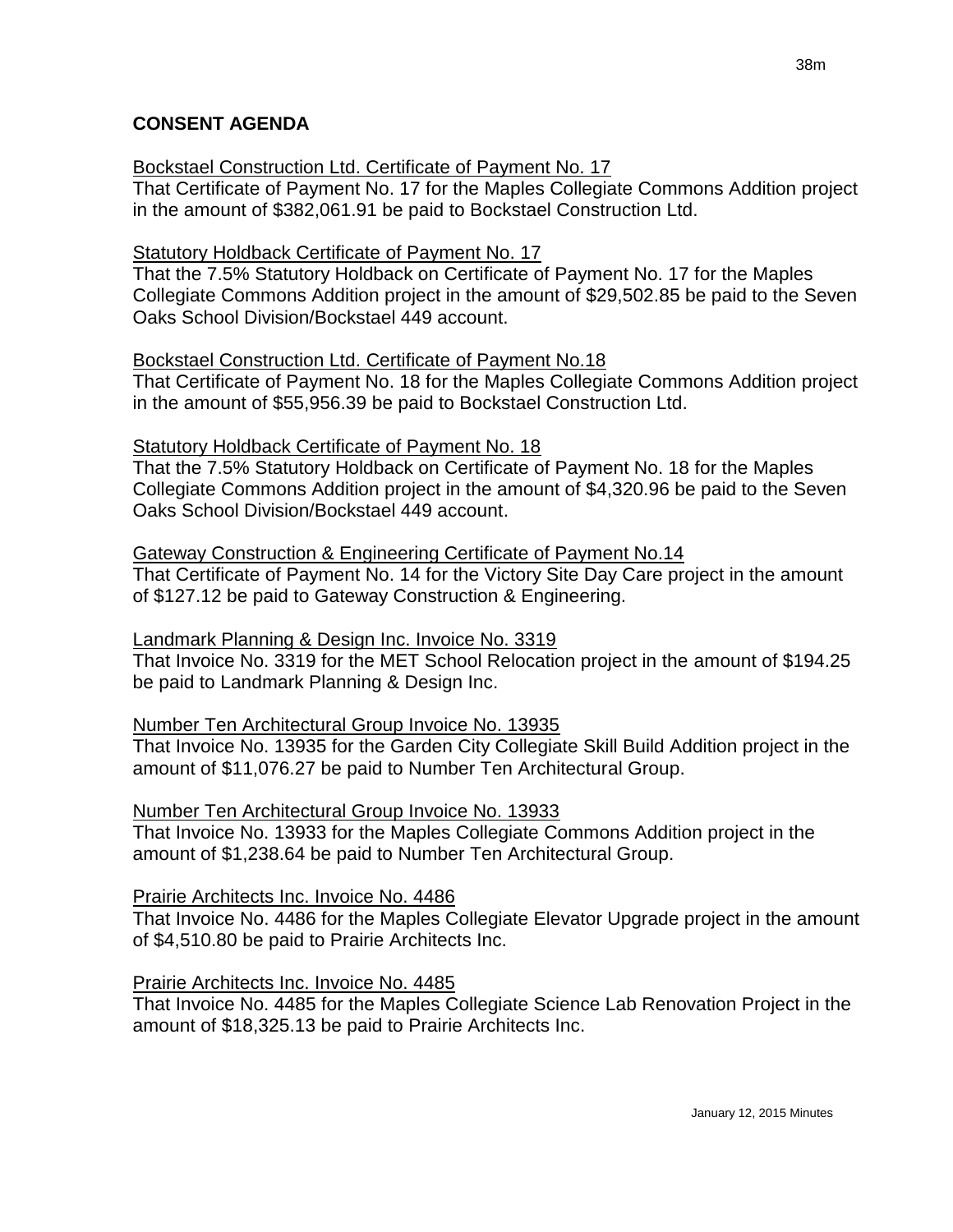## CONSENT AGENDA

Bockstael Construction Ltd. Certificate of Payment No. 17
That Certificate of Payment No. 17 for the Maples Collegiate Commons Addition project in the amount of $382,061.91 be paid to Bockstael Construction Ltd.

Statutory Holdback Certificate of Payment No. 17
That the 7.5% Statutory Holdback on Certificate of Payment No. 17 for the Maples Collegiate Commons Addition project in the amount of $29,502.85 be paid to the Seven Oaks School Division/Bockstael 449 account.

Bockstael Construction Ltd. Certificate of Payment No.18
That Certificate of Payment No. 18 for the Maples Collegiate Commons Addition project in the amount of $55,956.39 be paid to Bockstael Construction Ltd.

Statutory Holdback Certificate of Payment No. 18
That the 7.5% Statutory Holdback on Certificate of Payment No. 18 for the Maples Collegiate Commons Addition project in the amount of $4,320.96 be paid to the Seven Oaks School Division/Bockstael 449 account.

Gateway Construction & Engineering Certificate of Payment No.14
That Certificate of Payment No. 14 for the Victory Site Day Care project in the amount of $127.12 be paid to Gateway Construction & Engineering.

Landmark Planning & Design Inc. Invoice No. 3319
That Invoice No. 3319 for the MET School Relocation project in the amount of $194.25 be paid to Landmark Planning & Design Inc.

Number Ten Architectural Group Invoice No. 13935
That Invoice No. 13935 for the Garden City Collegiate Skill Build Addition project in the amount of $11,076.27 be paid to Number Ten Architectural Group.

Number Ten Architectural Group Invoice No. 13933
That Invoice No. 13933 for the Maples Collegiate Commons Addition project in the amount of $1,238.64 be paid to Number Ten Architectural Group.

Prairie Architects Inc. Invoice No. 4486
That Invoice No. 4486 for the Maples Collegiate Elevator Upgrade project in the amount of $4,510.80 be paid to Prairie Architects Inc.

Prairie Architects Inc. Invoice No. 4485
That Invoice No. 4485 for the Maples Collegiate Science Lab Renovation Project in the amount of $18,325.13 be paid to Prairie Architects Inc.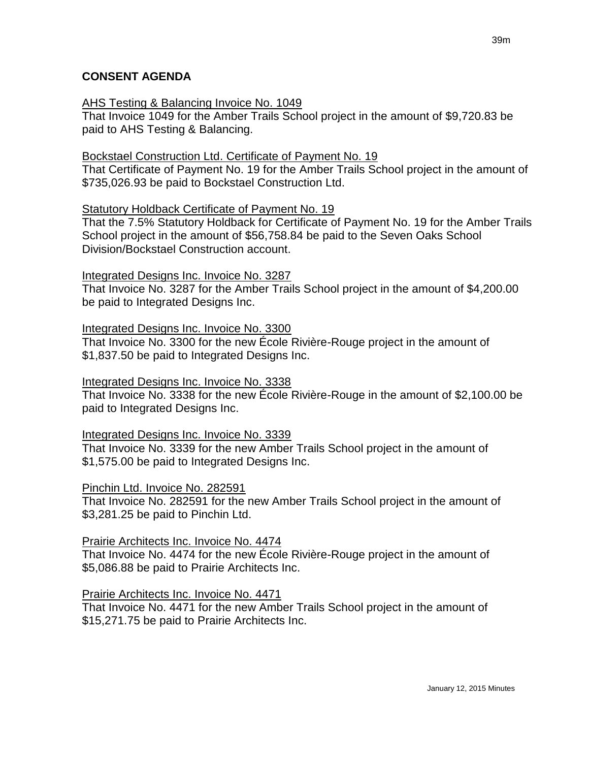**CONSENT AGENDA**

<u>AHS Testing & Balancing Invoice No. 1049</u>
That Invoice 1049 for the Amber Trails School project in the amount of $9,720.83 be paid to AHS Testing & Balancing.

<u>Bockstael Construction Ltd. Certificate of Payment No. 19</u>
That Certificate of Payment No. 19 for the Amber Trails School project in the amount of $735,026.93 be paid to Bockstael Construction Ltd.

<u>Statutory Holdback Certificate of Payment No. 19</u>
That the 7.5% Statutory Holdback for Certificate of Payment No. 19 for the Amber Trails School project in the amount of $56,758.84 be paid to the Seven Oaks School Division/Bockstael Construction account.

<u>Integrated Designs Inc. Invoice No. 3287</u>
That Invoice No. 3287 for the Amber Trails School project in the amount of $4,200.00 be paid to Integrated Designs Inc.

<u>Integrated Designs Inc. Invoice No. 3300</u>
That Invoice No. 3300 for the new École Rivière-Rouge project in the amount of $1,837.50 be paid to Integrated Designs Inc.

<u>Integrated Designs Inc. Invoice No. 3338</u>
That Invoice No. 3338 for the new École Rivière-Rouge in the amount of $2,100.00 be paid to Integrated Designs Inc.

<u>Integrated Designs Inc. Invoice No. 3339</u>
That Invoice No. 3339 for the new Amber Trails School project in the amount of $1,575.00 be paid to Integrated Designs Inc.

<u>Pinchin Ltd. Invoice No. 282591</u>
That Invoice No. 282591 for the new Amber Trails School project in the amount of $3,281.25 be paid to Pinchin Ltd.

<u>Prairie Architects Inc. Invoice No. 4474</u>
That Invoice No. 4474 for the new École Rivière-Rouge project in the amount of $5,086.88 be paid to Prairie Architects Inc.

<u>Prairie Architects Inc. Invoice No. 4471</u>
That Invoice No. 4471 for the new Amber Trails School project in the amount of $15,271.75 be paid to Prairie Architects Inc.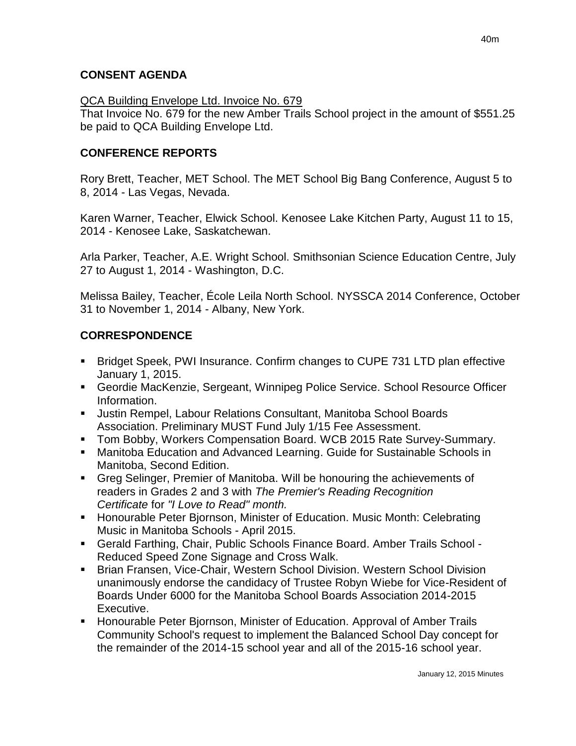## CONSENT AGENDA

QCA Building Envelope Ltd. Invoice No. 679
That Invoice No. 679 for the new Amber Trails School project in the amount of $551.25 be paid to QCA Building Envelope Ltd.

## CONFERENCE REPORTS

Rory Brett, Teacher, MET School. The MET School Big Bang Conference, August 5 to 8, 2014 - Las Vegas, Nevada.

Karen Warner, Teacher, Elwick School. Kenosee Lake Kitchen Party, August 11 to 15, 2014 - Kenosee Lake, Saskatchewan.

Arla Parker, Teacher, A.E. Wright School. Smithsonian Science Education Centre, July 27 to August 1, 2014 - Washington, D.C.

Melissa Bailey, Teacher, École Leila North School. NYSSCA 2014 Conference, October 31 to November 1, 2014 - Albany, New York.

## CORRESPONDENCE

- Bridget Speek, PWI Insurance. Confirm changes to CUPE 731 LTD plan effective January 1, 2015.
- Geordie MacKenzie, Sergeant, Winnipeg Police Service. School Resource Officer Information.
- Justin Rempel, Labour Relations Consultant, Manitoba School Boards Association. Preliminary MUST Fund July 1/15 Fee Assessment.
- Tom Bobby, Workers Compensation Board. WCB 2015 Rate Survey-Summary.
- Manitoba Education and Advanced Learning. Guide for Sustainable Schools in Manitoba, Second Edition.
- Greg Selinger, Premier of Manitoba. Will be honouring the achievements of readers in Grades 2 and 3 with *The Premier's Reading Recognition Certificate* for *"I Love to Read" month.*
- Honourable Peter Bjornson, Minister of Education. Music Month: Celebrating Music in Manitoba Schools - April 2015.
- Gerald Farthing, Chair, Public Schools Finance Board. Amber Trails School - Reduced Speed Zone Signage and Cross Walk.
- Brian Fransen, Vice-Chair, Western School Division. Western School Division unanimously endorse the candidacy of Trustee Robyn Wiebe for Vice-Resident of Boards Under 6000 for the Manitoba School Boards Association 2014-2015 Executive.
- Honourable Peter Bjornson, Minister of Education. Approval of Amber Trails Community School's request to implement the Balanced School Day concept for the remainder of the 2014-15 school year and all of the 2015-16 school year.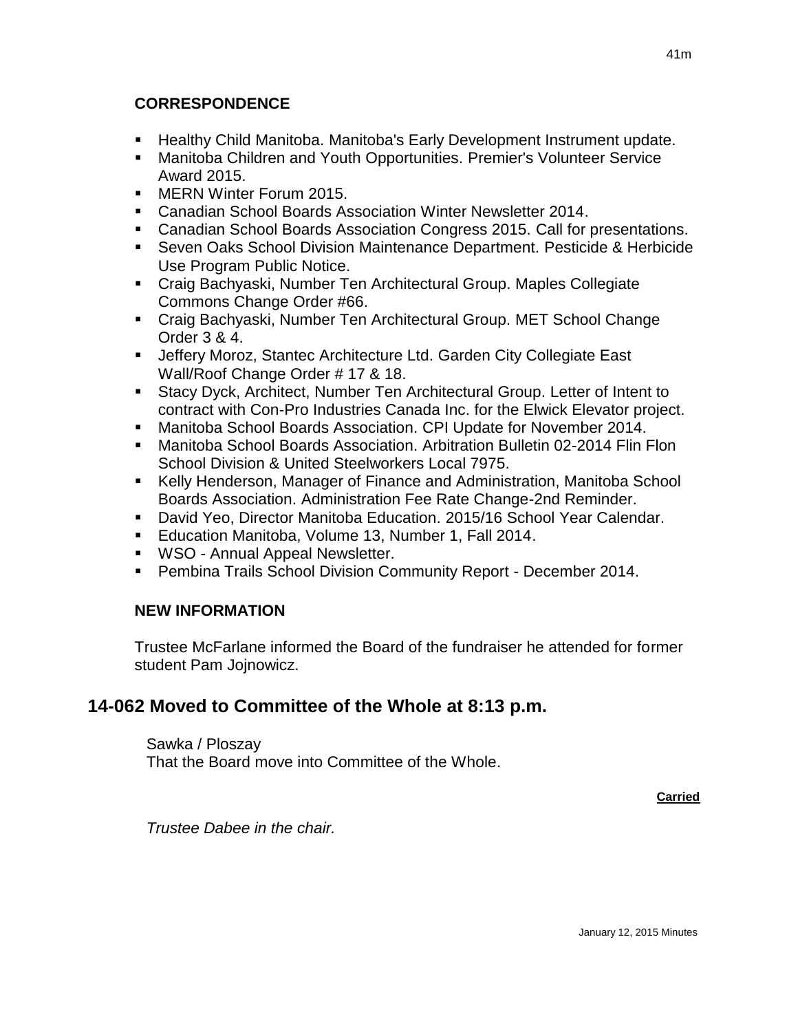### CORRESPONDENCE

- Healthy Child Manitoba. Manitoba's Early Development Instrument update.
- Manitoba Children and Youth Opportunities. Premier's Volunteer Service Award 2015.
- MERN Winter Forum 2015.
- Canadian School Boards Association Winter Newsletter 2014.
- Canadian School Boards Association Congress 2015. Call for presentations.
- Seven Oaks School Division Maintenance Department. Pesticide & Herbicide Use Program Public Notice.
- Craig Bachyaski, Number Ten Architectural Group. Maples Collegiate Commons Change Order #66.
- Craig Bachyaski, Number Ten Architectural Group. MET School Change Order 3 & 4.
- Jeffery Moroz, Stantec Architecture Ltd. Garden City Collegiate East Wall/Roof Change Order # 17 & 18.
- Stacy Dyck, Architect, Number Ten Architectural Group. Letter of Intent to contract with Con-Pro Industries Canada Inc. for the Elwick Elevator project.
- Manitoba School Boards Association. CPI Update for November 2014.
- Manitoba School Boards Association. Arbitration Bulletin 02-2014 Flin Flon School Division & United Steelworkers Local 7975.
- Kelly Henderson, Manager of Finance and Administration, Manitoba School Boards Association. Administration Fee Rate Change-2nd Reminder.
- David Yeo, Director Manitoba Education. 2015/16 School Year Calendar.
- Education Manitoba, Volume 13, Number 1, Fall 2014.
- WSO - Annual Appeal Newsletter.
- Pembina Trails School Division Community Report - December 2014.

### NEW INFORMATION

Trustee McFarlane informed the Board of the fundraiser he attended for former student Pam Jojnowicz.

## 14-062 Moved to Committee of the Whole at 8:13 p.m.

Sawka / Ploszay
That the Board move into Committee of the Whole.

**Carried**

*Trustee Dabee in the chair.*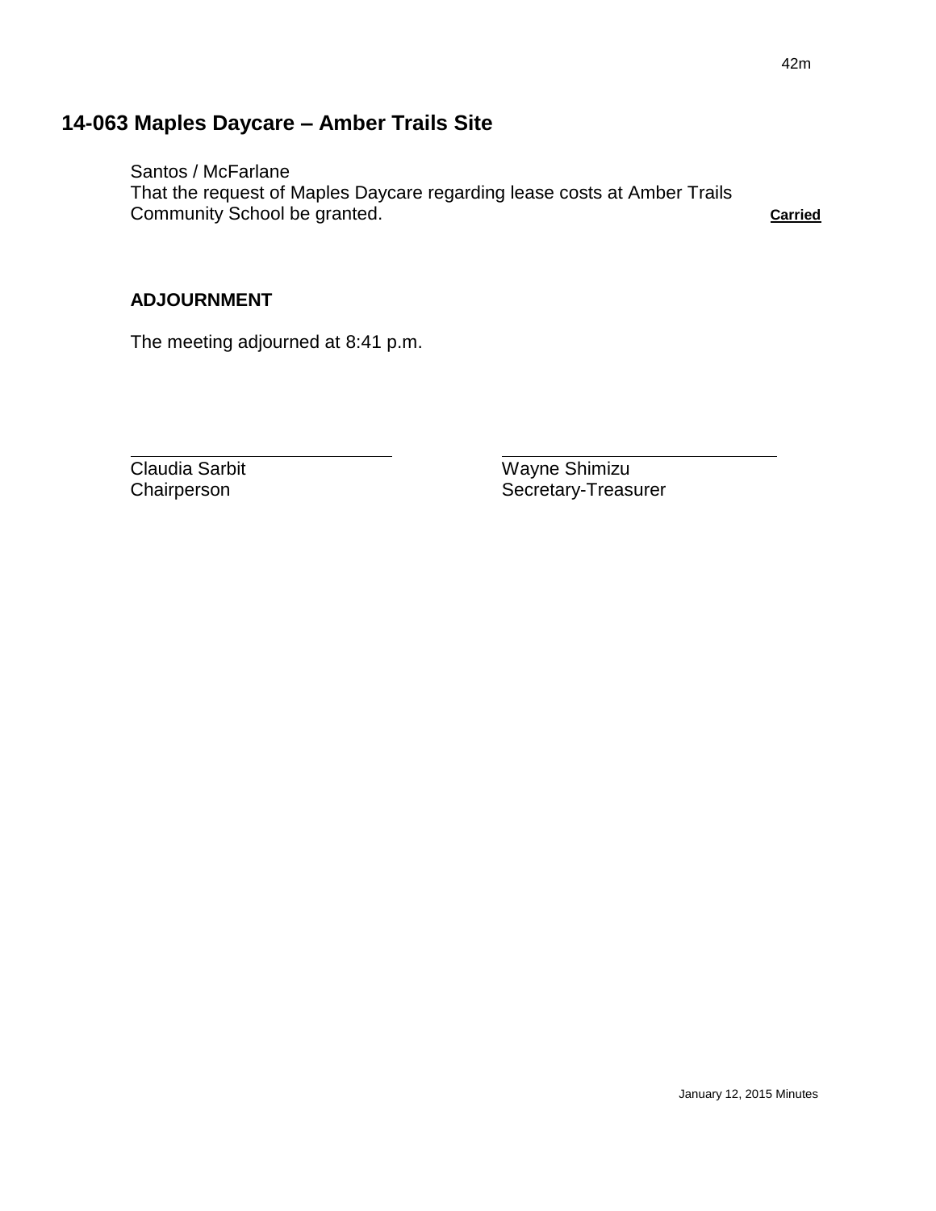## 14-063 Maples Daycare – Amber Trails Site

Santos / McFarlane
That the request of Maples Daycare regarding lease costs at Amber Trails Community School be granted. **Carried**

### ADJOURNMENT

The meeting adjourned at 8:41 p.m.

| | |
|---|---|
| Claudia Sarbit<br>Chairperson | Wayne Shimizu<br>Secretary-Treasurer |